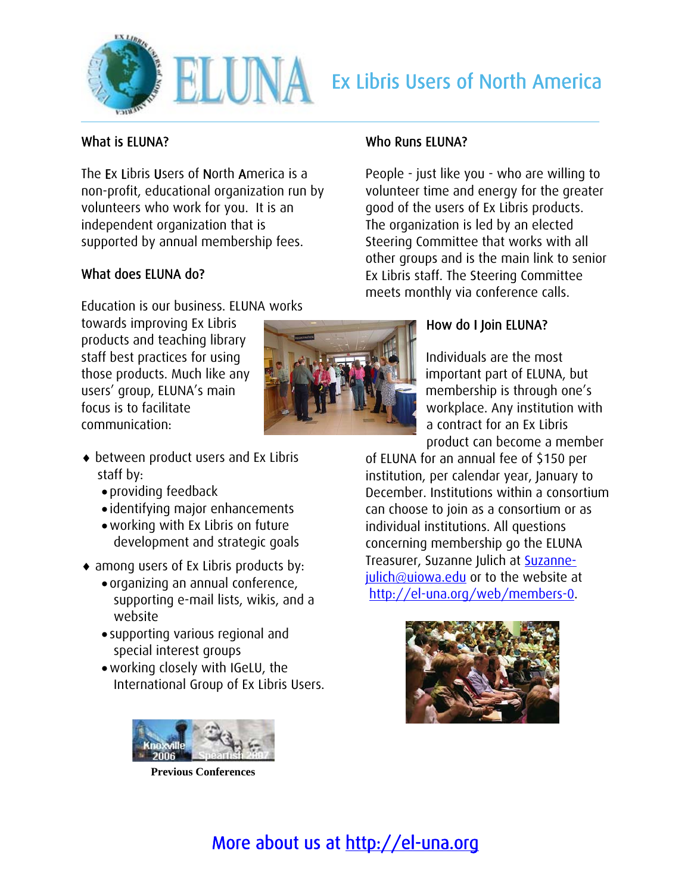# ELUNA Ex Libris Users of North America

## What is ELUNA?

The Ex Libris Users of North America is a non-profit, educational organization run by volunteers who work for you. It is an independent organization that is supported by annual membership fees.

## What does ELUNA do?

Education is our business. ELUNA works towards improving Ex Libris products and teaching library staff best practices for using those products. Much like any users' group, ELUNA's main focus is to facilitate communication:

- between product users and Ex Libris staff by:
  - providing feedback
  - identifying major enhancements
  - working with Ex Libris on future development and strategic goals
- among users of Ex Libris products by:
  - organizing an annual conference, supporting e-mail lists, wikis, and a website
  - supporting various regional and special interest groups
  - working closely with IGeLU, the International Group of Ex Libris Users.

Knoxville 2006 Spearfish 2007

**Previous Conferences**

## Who Runs ELUNA?

People - just like you - who are willing to volunteer time and energy for the greater good of the users of Ex Libris products. The organization is led by an elected Steering Committee that works with all other groups and is the main link to senior Ex Libris staff. The Steering Committee meets monthly via conference calls.

## How do I Join ELUNA?

Individuals are the most important part of ELUNA, but membership is through one's workplace. Any institution with a contract for an Ex Libris product can become a member of ELUNA for an annual fee of $150 per institution, per calendar year, January to December. Institutions within a consortium can choose to join as a consortium or as individual institutions. All questions concerning membership go the ELUNA Treasurer, Suzanne Julich at Suzanne-julich@uiowa.edu or to the website at http://el-una.org/web/members-0.

More about us at http://el-una.org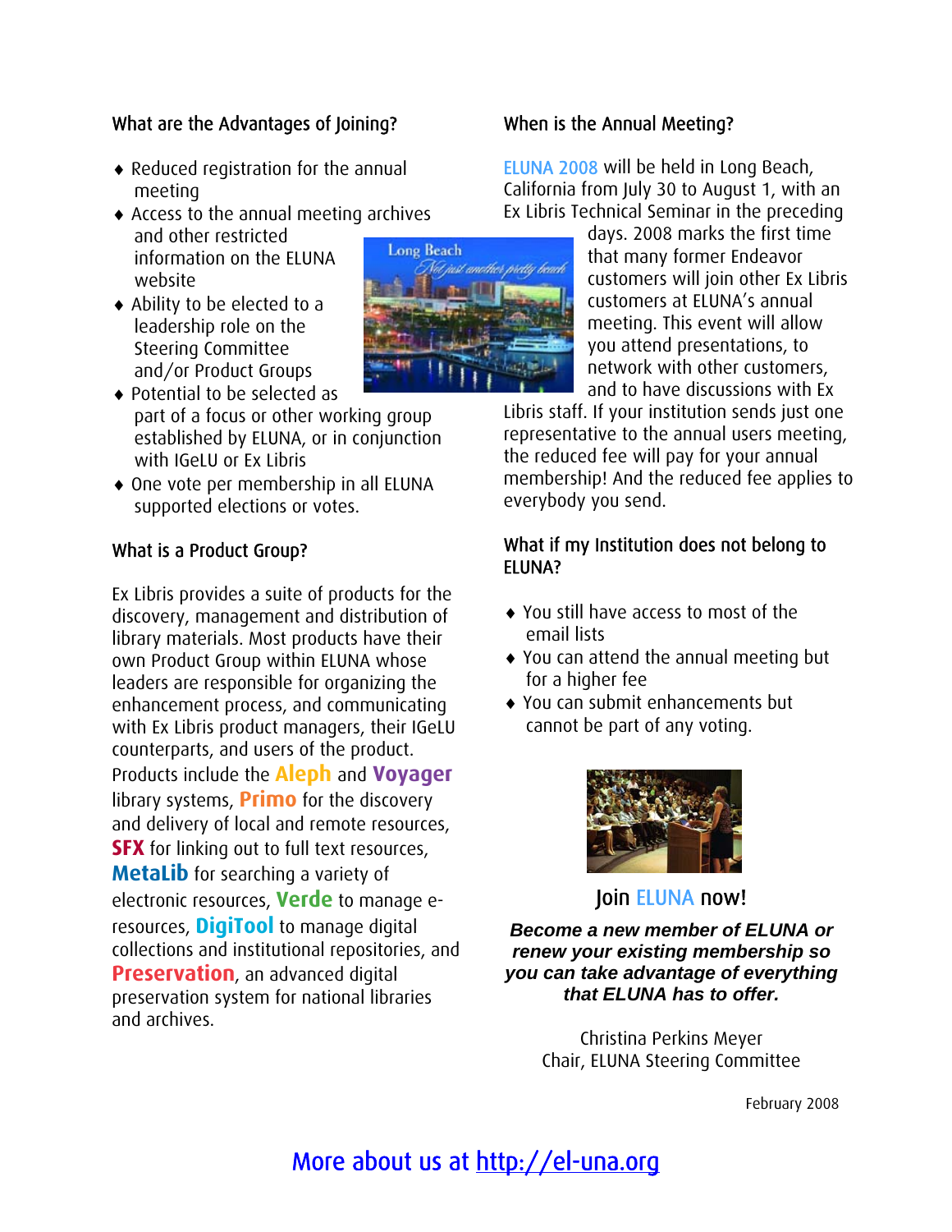## What are the Advantages of Joining?

- Reduced registration for the annual meeting
- Access to the annual meeting archives and other restricted information on the ELUNA website
- Ability to be elected to a leadership role on the Steering Committee and/or Product Groups
- Potential to be selected as part of a focus or other working group established by ELUNA, or in conjunction with IGeLU or Ex Libris
- One vote per membership in all ELUNA supported elections or votes.

## What is a Product Group?

Ex Libris provides a suite of products for the discovery, management and distribution of library materials. Most products have their own Product Group within ELUNA whose leaders are responsible for organizing the enhancement process, and communicating with Ex Libris product managers, their IGeLU counterparts, and users of the product. Products include the **Aleph** and **Voyager** library systems, **Primo** for the discovery and delivery of local and remote resources, **SFX** for linking out to full text resources, **MetaLib** for searching a variety of electronic resources, **Verde** to manage e-resources, **DigiTool** to manage digital collections and institutional repositories, and **Preservation**, an advanced digital preservation system for national libraries and archives.

## When is the Annual Meeting?

ELUNA 2008 will be held in Long Beach, California from July 30 to August 1, with an Ex Libris Technical Seminar in the preceding days. 2008 marks the first time that many former Endeavor customers will join other Ex Libris customers at ELUNA's annual meeting. This event will allow you attend presentations, to network with other customers, and to have discussions with Ex Libris staff. If your institution sends just one representative to the annual users meeting, the reduced fee will pay for your annual membership! And the reduced fee applies to everybody you send.

## What if my Institution does not belong to ELUNA?

- You still have access to most of the email lists
- You can attend the annual meeting but for a higher fee
- You can submit enhancements but cannot be part of any voting.

### Join ELUNA now!

***Become a new member of ELUNA or renew your existing membership so you can take advantage of everything that ELUNA has to offer.***

Christina Perkins Meyer
Chair, ELUNA Steering Committee

February 2008

More about us at http://el-una.org